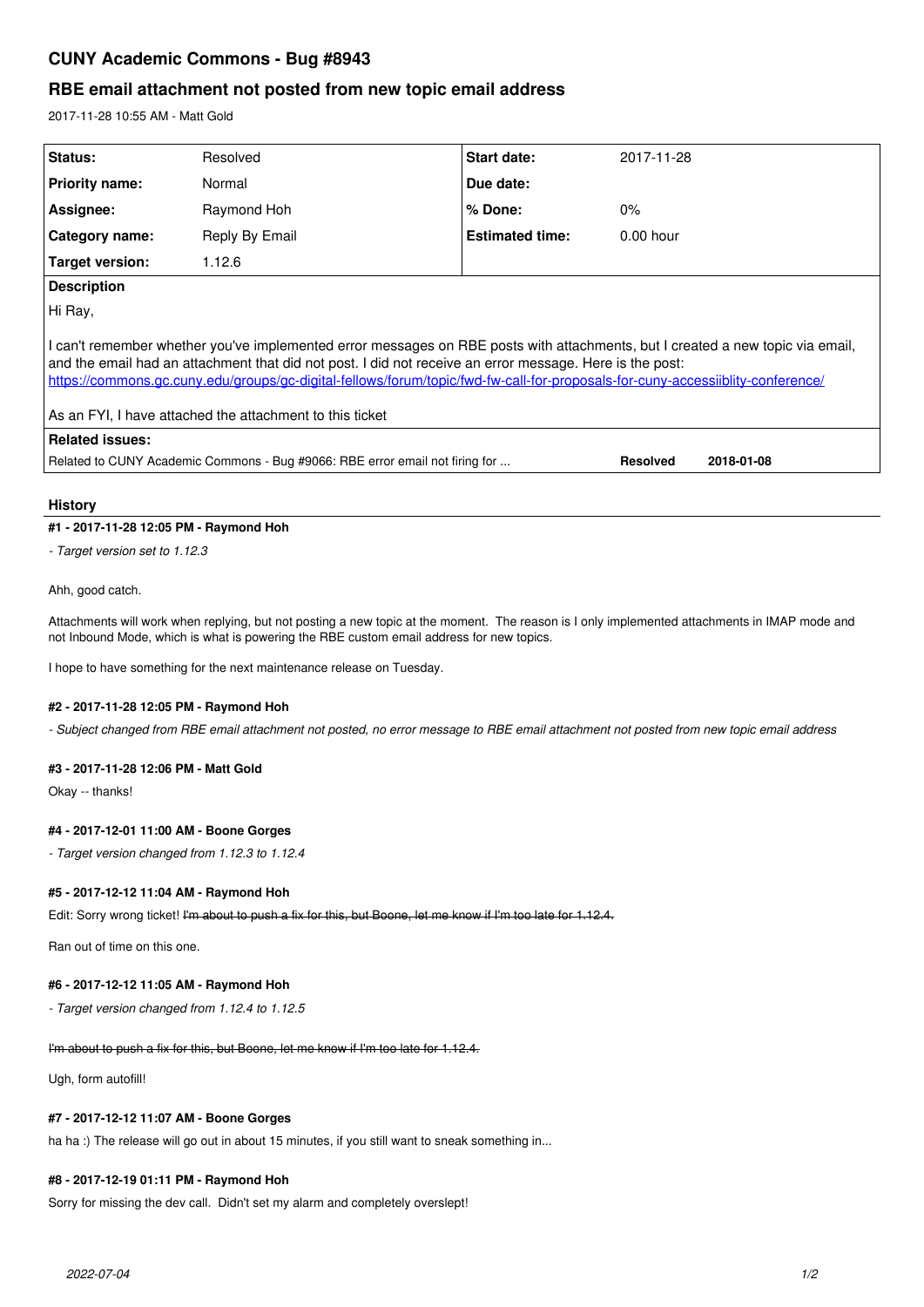# CUNY Academic Commons - Bug #8943

## RBE email attachment not posted from new topic email address

2017-11-28 10:55 AM - Matt Gold

| Status: | Resolved | Start date: | 2017-11-28 |
|---|---|---|---|
| Priority name: | Normal | Due date: | |
| Assignee: | Raymond Hoh | % Done: | 0% |
| Category name: | Reply By Email | Estimated time: | 0.00 hour |
| Target version: | 1.12.6 | | |

**Description**

Hi Ray,

I can't remember whether you've implemented error messages on RBE posts with attachments, but I created a new topic via email, and the email had an attachment that did not post. I did not receive an error message. Here is the post: https://commons.gc.cuny.edu/groups/gc-digital-fellows/forum/topic/fwd-fw-call-for-proposals-for-cuny-accessiiblity-conference/

As an FYI, I have attached the attachment to this ticket

**Related issues:**

| Related to CUNY Academic Commons - Bug #9066: RBE error email not firing for ... | Resolved | 2018-01-08 |
|---|---|---|

## History

### #1 - 2017-11-28 12:05 PM - Raymond Hoh

*- Target version set to 1.12.3*

Ahh, good catch.

Attachments will work when replying, but not posting a new topic at the moment. The reason is I only implemented attachments in IMAP mode and not Inbound Mode, which is what is powering the RBE custom email address for new topics.

I hope to have something for the next maintenance release on Tuesday.

### #2 - 2017-11-28 12:05 PM - Raymond Hoh

*- Subject changed from RBE email attachment not posted, no error message to RBE email attachment not posted from new topic email address*

### #3 - 2017-11-28 12:06 PM - Matt Gold

Okay -- thanks!

### #4 - 2017-12-01 11:00 AM - Boone Gorges

*- Target version changed from 1.12.3 to 1.12.4*

### #5 - 2017-12-12 11:04 AM - Raymond Hoh

Edit: Sorry wrong ticket! ~~I'm about to push a fix for this, but Boone, let me know if I'm too late for 1.12.4.~~

Ran out of time on this one.

### #6 - 2017-12-12 11:05 AM - Raymond Hoh

*- Target version changed from 1.12.4 to 1.12.5*

~~I'm about to push a fix for this, but Boone, let me know if I'm too late for 1.12.4.~~

Ugh, form autofill!

### #7 - 2017-12-12 11:07 AM - Boone Gorges

ha ha :) The release will go out in about 15 minutes, if you still want to sneak something in...

### #8 - 2017-12-19 01:11 PM - Raymond Hoh

Sorry for missing the dev call. Didn't set my alarm and completely overslept!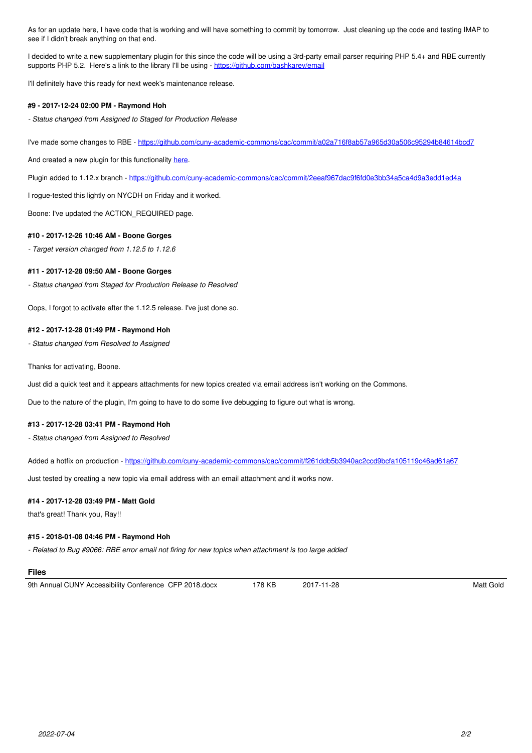As for an update here, I have code that is working and will have something to commit by tomorrow. Just cleaning up the code and testing IMAP to see if I didn't break anything on that end.

I decided to write a new supplementary plugin for this since the code will be using a 3rd-party email parser requiring PHP 5.4+ and RBE currently supports PHP 5.2. Here's a link to the library I'll be using - https://github.com/bashkarev/email

I'll definitely have this ready for next week's maintenance release.

#### #9 - 2017-12-24 02:00 PM - Raymond Hoh

*- Status changed from Assigned to Staged for Production Release*

I've made some changes to RBE - https://github.com/cuny-academic-commons/cac/commit/a02a716f8ab57a965d30a506c95294b84614bcd7

And created a new plugin for this functionality here.

Plugin added to 1.12.x branch - https://github.com/cuny-academic-commons/cac/commit/2eeaf967dac9f6fd0e3bb34a5ca4d9a3edd1ed4a

I rogue-tested this lightly on NYCDH on Friday and it worked.

Boone: I've updated the ACTION_REQUIRED page.

#### #10 - 2017-12-26 10:46 AM - Boone Gorges

*- Target version changed from 1.12.5 to 1.12.6*

#### #11 - 2017-12-28 09:50 AM - Boone Gorges

*- Status changed from Staged for Production Release to Resolved*

Oops, I forgot to activate after the 1.12.5 release. I've just done so.

#### #12 - 2017-12-28 01:49 PM - Raymond Hoh

*- Status changed from Resolved to Assigned*

Thanks for activating, Boone.

Just did a quick test and it appears attachments for new topics created via email address isn't working on the Commons.

Due to the nature of the plugin, I'm going to have to do some live debugging to figure out what is wrong.

#### #13 - 2017-12-28 03:41 PM - Raymond Hoh

*- Status changed from Assigned to Resolved*

Added a hotfix on production - https://github.com/cuny-academic-commons/cac/commit/f261ddb5b3940ac2ccd9bcfa105119c46ad61a67

Just tested by creating a new topic via email address with an email attachment and it works now.

#### #14 - 2017-12-28 03:49 PM - Matt Gold

that's great! Thank you, Ray!!

#### #15 - 2018-01-08 04:46 PM - Raymond Hoh

*- Related to Bug #9066: RBE error email not firing for new topics when attachment is too large added*

### Files

| | | | |
|---|---|---|---|
| 9th Annual CUNY Accessibility Conference CFP 2018.docx | 178 KB | 2017-11-28 | Matt Gold |